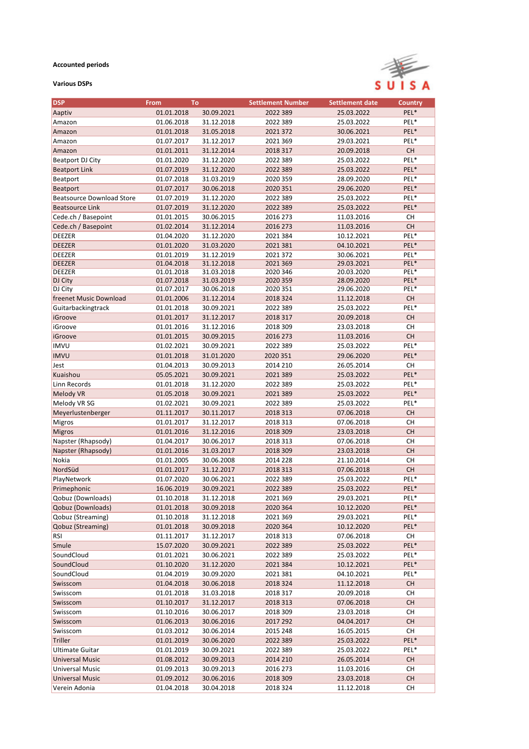**Accounted periods**

**Various DSPs**

SUISA

| DSP | From | To | Settlement Number | Settlement date | Country |
|---|---|---|---|---|---|
| Aaptiv | 01.01.2018 | 30.09.2021 | 2022 389 | 25.03.2022 | PEL* |
| Amazon | 01.06.2018 | 31.12.2018 | 2022 389 | 25.03.2022 | PEL* |
| Amazon | 01.01.2018 | 31.05.2018 | 2021 372 | 30.06.2021 | PEL* |
| Amazon | 01.07.2017 | 31.12.2017 | 2021 369 | 29.03.2021 | PEL* |
| Amazon | 01.01.2011 | 31.12.2014 | 2018 317 | 20.09.2018 | CH |
| Beatport DJ City | 01.01.2020 | 31.12.2020 | 2022 389 | 25.03.2022 | PEL* |
| Beatport Link | 01.07.2019 | 31.12.2020 | 2022 389 | 25.03.2022 | PEL* |
| Beatport | 01.07.2018 | 31.03.2019 | 2020 359 | 28.09.2020 | PEL* |
| Beatport | 01.07.2017 | 30.06.2018 | 2020 351 | 29.06.2020 | PEL* |
| Beatsource Download Store | 01.07.2019 | 31.12.2020 | 2022 389 | 25.03.2022 | PEL* |
| Beatsource Link | 01.07.2019 | 31.12.2020 | 2022 389 | 25.03.2022 | PEL* |
| Cede.ch / Basepoint | 01.01.2015 | 30.06.2015 | 2016 273 | 11.03.2016 | CH |
| Cede.ch / Basepoint | 01.02.2014 | 31.12.2014 | 2016 273 | 11.03.2016 | CH |
| DEEZER | 01.04.2020 | 31.12.2020 | 2021 384 | 10.12.2021 | PEL* |
| DEEZER | 01.01.2020 | 31.03.2020 | 2021 381 | 04.10.2021 | PEL* |
| DEEZER | 01.01.2019 | 31.12.2019 | 2021 372 | 30.06.2021 | PEL* |
| DEEZER | 01.04.2018 | 31.12.2018 | 2021 369 | 29.03.2021 | PEL* |
| DEEZER | 01.01.2018 | 31.03.2018 | 2020 346 | 20.03.2020 | PEL* |
| DJ City | 01.07.2018 | 31.03.2019 | 2020 359 | 28.09.2020 | PEL* |
| DJ City | 01.07.2017 | 30.06.2018 | 2020 351 | 29.06.2020 | PEL* |
| freenet Music Download | 01.01.2006 | 31.12.2014 | 2018 324 | 11.12.2018 | CH |
| Guitarbackingtrack | 01.01.2018 | 30.09.2021 | 2022 389 | 25.03.2022 | PEL* |
| iGroove | 01.01.2017 | 31.12.2017 | 2018 317 | 20.09.2018 | CH |
| iGroove | 01.01.2016 | 31.12.2016 | 2018 309 | 23.03.2018 | CH |
| iGroove | 01.01.2015 | 30.09.2015 | 2016 273 | 11.03.2016 | CH |
| IMVU | 01.02.2021 | 30.09.2021 | 2022 389 | 25.03.2022 | PEL* |
| IMVU | 01.01.2018 | 31.01.2020 | 2020 351 | 29.06.2020 | PEL* |
| Jest | 01.04.2013 | 30.09.2013 | 2014 210 | 26.05.2014 | CH |
| Kuaishou | 05.05.2021 | 30.09.2021 | 2021 389 | 25.03.2022 | PEL* |
| Linn Records | 01.01.2018 | 31.12.2020 | 2022 389 | 25.03.2022 | PEL* |
| Melody VR | 01.05.2018 | 30.09.2021 | 2021 389 | 25.03.2022 | PEL* |
| Melody VR SG | 01.02.2021 | 30.09.2021 | 2022 389 | 25.03.2022 | PEL* |
| Meyerlustenberger | 01.11.2017 | 30.11.2017 | 2018 313 | 07.06.2018 | CH |
| Migros | 01.01.2017 | 31.12.2017 | 2018 313 | 07.06.2018 | CH |
| Migros | 01.01.2016 | 31.12.2016 | 2018 309 | 23.03.2018 | CH |
| Napster (Rhapsody) | 01.04.2017 | 30.06.2017 | 2018 313 | 07.06.2018 | CH |
| Napster (Rhapsody) | 01.01.2016 | 31.03.2017 | 2018 309 | 23.03.2018 | CH |
| Nokia | 01.01.2005 | 30.06.2008 | 2014 228 | 21.10.2014 | CH |
| NordSüd | 01.01.2017 | 31.12.2017 | 2018 313 | 07.06.2018 | CH |
| PlayNetwork | 01.07.2020 | 30.06.2021 | 2022 389 | 25.03.2022 | PEL* |
| Primephonic | 16.06.2019 | 30.09.2021 | 2022 389 | 25.03.2022 | PEL* |
| Qobuz (Downloads) | 01.10.2018 | 31.12.2018 | 2021 369 | 29.03.2021 | PEL* |
| Qobuz (Downloads) | 01.01.2018 | 30.09.2018 | 2020 364 | 10.12.2020 | PEL* |
| Qobuz (Streaming) | 01.10.2018 | 31.12.2018 | 2021 369 | 29.03.2021 | PEL* |
| Qobuz (Streaming) | 01.01.2018 | 30.09.2018 | 2020 364 | 10.12.2020 | PEL* |
| RSI | 01.11.2017 | 31.12.2017 | 2018 313 | 07.06.2018 | CH |
| Smule | 15.07.2020 | 30.09.2021 | 2022 389 | 25.03.2022 | PEL* |
| SoundCloud | 01.01.2021 | 30.06.2021 | 2022 389 | 25.03.2022 | PEL* |
| SoundCloud | 01.10.2020 | 31.12.2020 | 2021 384 | 10.12.2021 | PEL* |
| SoundCloud | 01.04.2019 | 30.09.2020 | 2021 381 | 04.10.2021 | PEL* |
| Swisscom | 01.04.2018 | 30.06.2018 | 2018 324 | 11.12.2018 | CH |
| Swisscom | 01.01.2018 | 31.03.2018 | 2018 317 | 20.09.2018 | CH |
| Swisscom | 01.10.2017 | 31.12.2017 | 2018 313 | 07.06.2018 | CH |
| Swisscom | 01.10.2016 | 30.06.2017 | 2018 309 | 23.03.2018 | CH |
| Swisscom | 01.06.2013 | 30.06.2016 | 2017 292 | 04.04.2017 | CH |
| Swisscom | 01.03.2012 | 30.06.2014 | 2015 248 | 16.05.2015 | CH |
| Triller | 01.01.2019 | 30.06.2020 | 2022 389 | 25.03.2022 | PEL* |
| Ultimate Guitar | 01.01.2019 | 30.09.2021 | 2022 389 | 25.03.2022 | PEL* |
| Universal Music | 01.08.2012 | 30.09.2013 | 2014 210 | 26.05.2014 | CH |
| Universal Music | 01.09.2013 | 30.09.2013 | 2016 273 | 11.03.2016 | CH |
| Universal Music | 01.09.2012 | 30.06.2016 | 2018 309 | 23.03.2018 | CH |
| Verein Adonia | 01.04.2018 | 30.04.2018 | 2018 324 | 11.12.2018 | CH |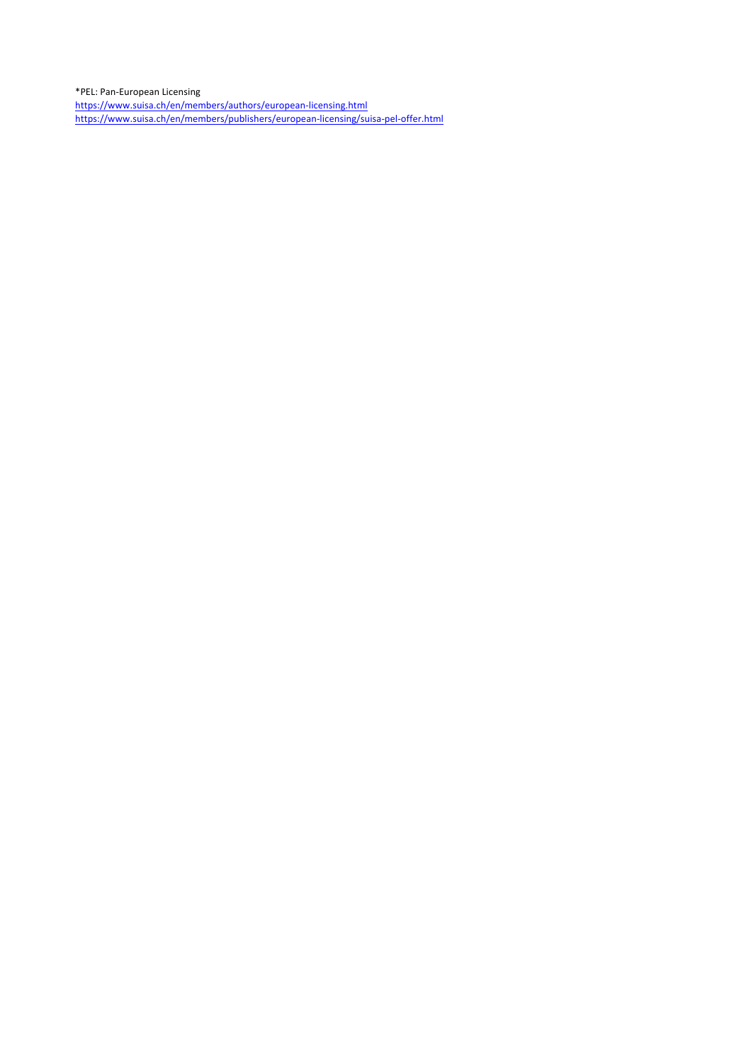*PEL: Pan-European Licensing
https://www.suisa.ch/en/members/authors/european-licensing.html
https://www.suisa.ch/en/members/publishers/european-licensing/suisa-pel-offer.html